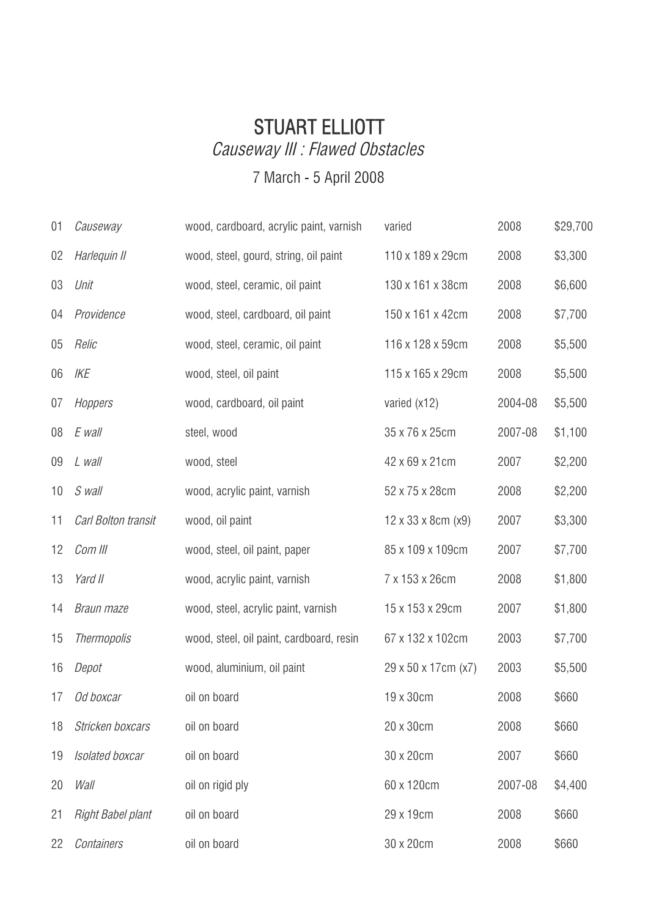# STUART ELLIOTT

## *Causeway III : Flawed Obstacles*

7 March - 5 April 2008

| | | | | | |
|---|---|---|---|---|---|
| 01 | *Causeway* | wood, cardboard, acrylic paint, varnish | varied | 2008 | $29,700 |
| 02 | *Harlequin II* | wood, steel, gourd, string, oil paint | 110 x 189 x 29cm | 2008 | $3,300 |
| 03 | *Unit* | wood, steel, ceramic, oil paint | 130 x 161 x 38cm | 2008 | $6,600 |
| 04 | *Providence* | wood, steel, cardboard, oil paint | 150 x 161 x 42cm | 2008 | $7,700 |
| 05 | *Relic* | wood, steel, ceramic, oil paint | 116 x 128 x 59cm | 2008 | $5,500 |
| 06 | *IKE* | wood, steel, oil paint | 115 x 165 x 29cm | 2008 | $5,500 |
| 07 | *Hoppers* | wood, cardboard, oil paint | varied (x12) | 2004-08 | $5,500 |
| 08 | *E wall* | steel, wood | 35 x 76 x 25cm | 2007-08 | $1,100 |
| 09 | *L wall* | wood, steel | 42 x 69 x 21cm | 2007 | $2,200 |
| 10 | *S wall* | wood, acrylic paint, varnish | 52 x 75 x 28cm | 2008 | $2,200 |
| 11 | *Carl Bolton transit* | wood, oil paint | 12 x 33 x 8cm (x9) | 2007 | $3,300 |
| 12 | *Com III* | wood, steel, oil paint, paper | 85 x 109 x 109cm | 2007 | $7,700 |
| 13 | *Yard II* | wood, acrylic paint, varnish | 7 x 153 x 26cm | 2008 | $1,800 |
| 14 | *Braun maze* | wood, steel, acrylic paint, varnish | 15 x 153 x 29cm | 2007 | $1,800 |
| 15 | *Thermopolis* | wood, steel, oil paint, cardboard, resin | 67 x 132 x 102cm | 2003 | $7,700 |
| 16 | *Depot* | wood, aluminium, oil paint | 29 x 50 x 17cm (x7) | 2003 | $5,500 |
| 17 | *Od boxcar* | oil on board | 19 x 30cm | 2008 | $660 |
| 18 | *Stricken boxcars* | oil on board | 20 x 30cm | 2008 | $660 |
| 19 | *Isolated boxcar* | oil on board | 30 x 20cm | 2007 | $660 |
| 20 | *Wall* | oil on rigid ply | 60 x 120cm | 2007-08 | $4,400 |
| 21 | *Right Babel plant* | oil on board | 29 x 19cm | 2008 | $660 |
| 22 | *Containers* | oil on board | 30 x 20cm | 2008 | $660 |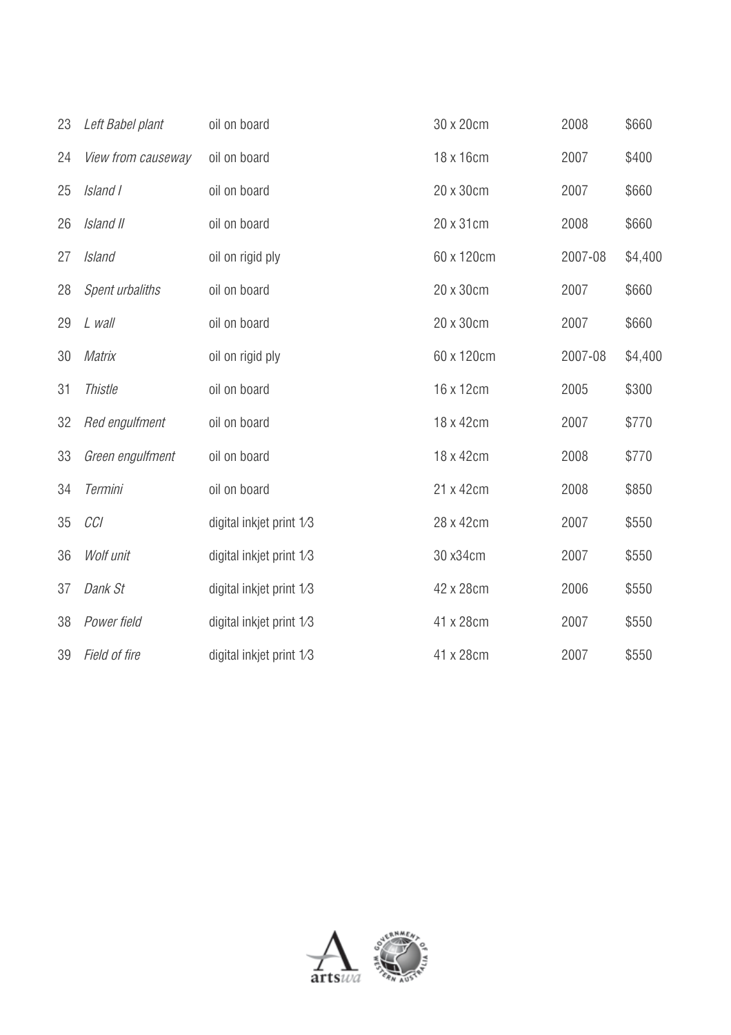| | | | | | |
|---|---|---|---|---|---|
| 23 | *Left Babel plant* | oil on board | 30 x 20cm | 2008 | $660 |
| 24 | *View from causeway* | oil on board | 18 x 16cm | 2007 | $400 |
| 25 | *Island I* | oil on board | 20 x 30cm | 2007 | $660 |
| 26 | *Island II* | oil on board | 20 x 31cm | 2008 | $660 |
| 27 | *Island* | oil on rigid ply | 60 x 120cm | 2007-08 | $4,400 |
| 28 | *Spent urbaliths* | oil on board | 20 x 30cm | 2007 | $660 |
| 29 | *L wall* | oil on board | 20 x 30cm | 2007 | $660 |
| 30 | *Matrix* | oil on rigid ply | 60 x 120cm | 2007-08 | $4,400 |
| 31 | *Thistle* | oil on board | 16 x 12cm | 2005 | $300 |
| 32 | *Red engulfment* | oil on board | 18 x 42cm | 2007 | $770 |
| 33 | *Green engulfment* | oil on board | 18 x 42cm | 2008 | $770 |
| 34 | *Termini* | oil on board | 21 x 42cm | 2008 | $850 |
| 35 | *CCI* | digital inkjet print 1/3 | 28 x 42cm | 2007 | $550 |
| 36 | *Wolf unit* | digital inkjet print 1/3 | 30 x34cm | 2007 | $550 |
| 37 | *Dank St* | digital inkjet print 1/3 | 42 x 28cm | 2006 | $550 |
| 38 | *Power field* | digital inkjet print 1/3 | 41 x 28cm | 2007 | $550 |
| 39 | *Field of fire* | digital inkjet print 1/3 | 41 x 28cm | 2007 | $550 |

artswa

GOVERNMENT OF WESTERN AUSTRALIA